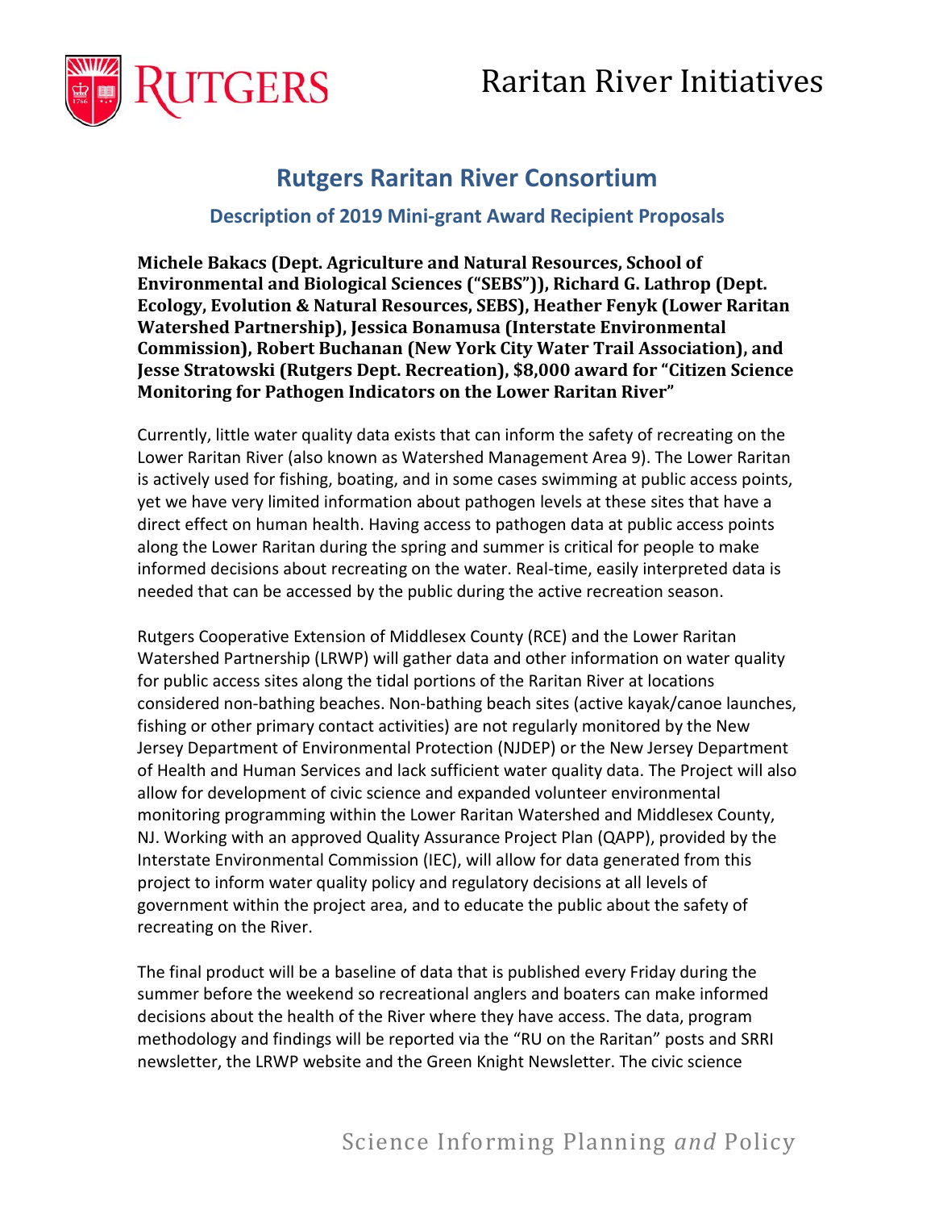# Rutgers Raritan River Consortium

## Description of 2019 Mini-grant Award Recipient Proposals

**Michele Bakacs (Dept. Agriculture and Natural Resources, School of Environmental and Biological Sciences ("SEBS")), Richard G. Lathrop (Dept. Ecology, Evolution & Natural Resources, SEBS), Heather Fenyk (Lower Raritan Watershed Partnership), Jessica Bonamusa (Interstate Environmental Commission), Robert Buchanan (New York City Water Trail Association), and Jesse Stratowski (Rutgers Dept. Recreation), $8,000 award for "Citizen Science Monitoring for Pathogen Indicators on the Lower Raritan River"**

Currently, little water quality data exists that can inform the safety of recreating on the Lower Raritan River (also known as Watershed Management Area 9). The Lower Raritan is actively used for fishing, boating, and in some cases swimming at public access points, yet we have very limited information about pathogen levels at these sites that have a direct effect on human health. Having access to pathogen data at public access points along the Lower Raritan during the spring and summer is critical for people to make informed decisions about recreating on the water. Real-time, easily interpreted data is needed that can be accessed by the public during the active recreation season.

Rutgers Cooperative Extension of Middlesex County (RCE) and the Lower Raritan Watershed Partnership (LRWP) will gather data and other information on water quality for public access sites along the tidal portions of the Raritan River at locations considered non-bathing beaches. Non-bathing beach sites (active kayak/canoe launches, fishing or other primary contact activities) are not regularly monitored by the New Jersey Department of Environmental Protection (NJDEP) or the New Jersey Department of Health and Human Services and lack sufficient water quality data. The Project will also allow for development of civic science and expanded volunteer environmental monitoring programming within the Lower Raritan Watershed and Middlesex County, NJ. Working with an approved Quality Assurance Project Plan (QAPP), provided by the Interstate Environmental Commission (IEC), will allow for data generated from this project to inform water quality policy and regulatory decisions at all levels of government within the project area, and to educate the public about the safety of recreating on the River.

The final product will be a baseline of data that is published every Friday during the summer before the weekend so recreational anglers and boaters can make informed decisions about the health of the River where they have access. The data, program methodology and findings will be reported via the "RU on the Raritan" posts and SRRI newsletter, the LRWP website and the Green Knight Newsletter. The civic science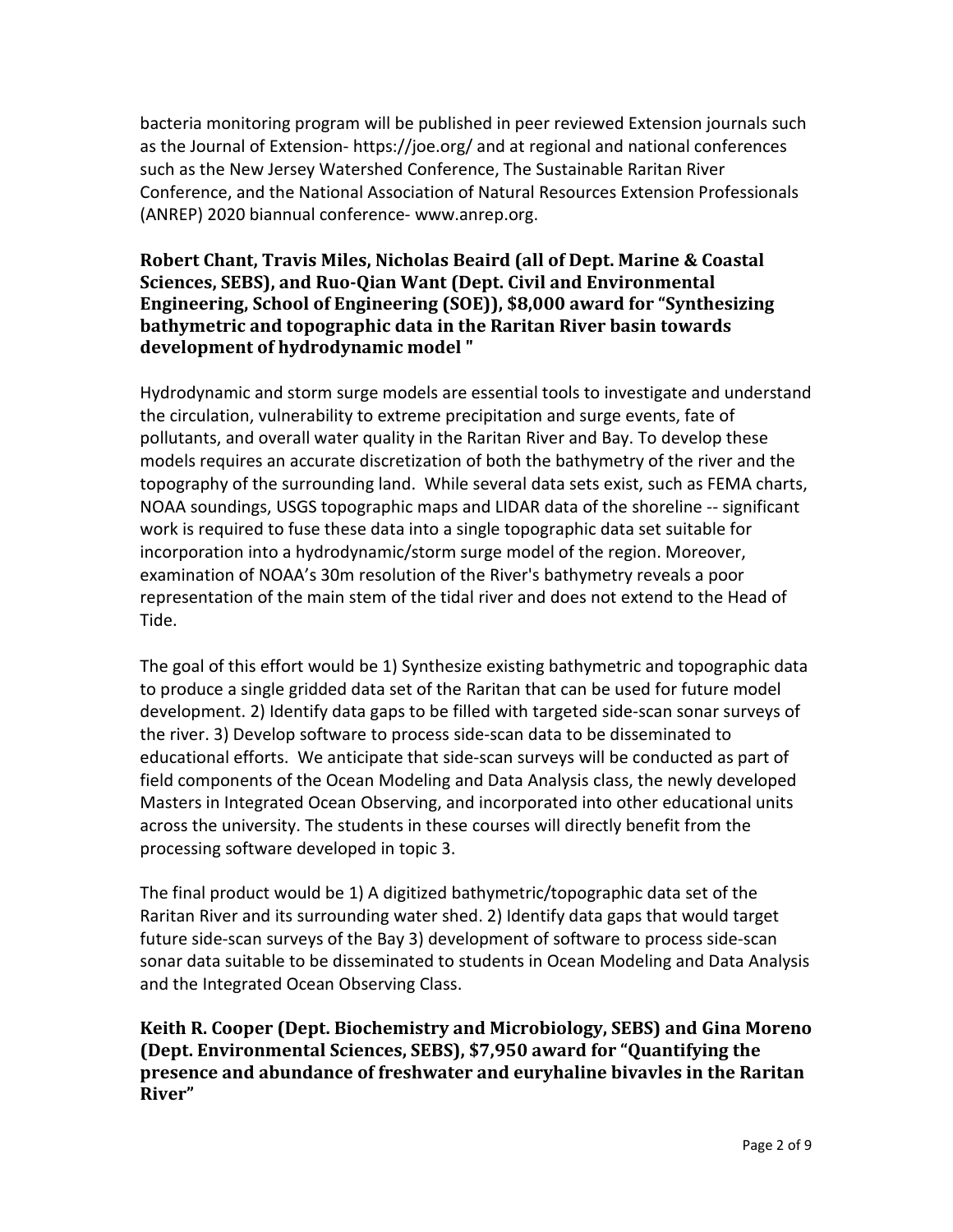bacteria monitoring program will be published in peer reviewed Extension journals such as the Journal of Extension- https://joe.org/ and at regional and national conferences such as the New Jersey Watershed Conference, The Sustainable Raritan River Conference, and the National Association of Natural Resources Extension Professionals (ANREP) 2020 biannual conference- www.anrep.org.

**Robert Chant, Travis Miles, Nicholas Beaird (all of Dept. Marine & Coastal Sciences, SEBS), and Ruo-Qian Want (Dept. Civil and Environmental Engineering, School of Engineering (SOE)), $8,000 award for "Synthesizing bathymetric and topographic data in the Raritan River basin towards development of hydrodynamic model "**

Hydrodynamic and storm surge models are essential tools to investigate and understand the circulation, vulnerability to extreme precipitation and surge events, fate of pollutants, and overall water quality in the Raritan River and Bay. To develop these models requires an accurate discretization of both the bathymetry of the river and the topography of the surrounding land. While several data sets exist, such as FEMA charts, NOAA soundings, USGS topographic maps and LIDAR data of the shoreline -- significant work is required to fuse these data into a single topographic data set suitable for incorporation into a hydrodynamic/storm surge model of the region. Moreover, examination of NOAA's 30m resolution of the River's bathymetry reveals a poor representation of the main stem of the tidal river and does not extend to the Head of Tide.

The goal of this effort would be 1) Synthesize existing bathymetric and topographic data to produce a single gridded data set of the Raritan that can be used for future model development. 2) Identify data gaps to be filled with targeted side-scan sonar surveys of the river. 3) Develop software to process side-scan data to be disseminated to educational efforts. We anticipate that side-scan surveys will be conducted as part of field components of the Ocean Modeling and Data Analysis class, the newly developed Masters in Integrated Ocean Observing, and incorporated into other educational units across the university. The students in these courses will directly benefit from the processing software developed in topic 3.

The final product would be 1) A digitized bathymetric/topographic data set of the Raritan River and its surrounding water shed. 2) Identify data gaps that would target future side-scan surveys of the Bay 3) development of software to process side-scan sonar data suitable to be disseminated to students in Ocean Modeling and Data Analysis and the Integrated Ocean Observing Class.

**Keith R. Cooper (Dept. Biochemistry and Microbiology, SEBS) and Gina Moreno (Dept. Environmental Sciences, SEBS), $7,950 award for "Quantifying the presence and abundance of freshwater and euryhaline bivavles in the Raritan River"**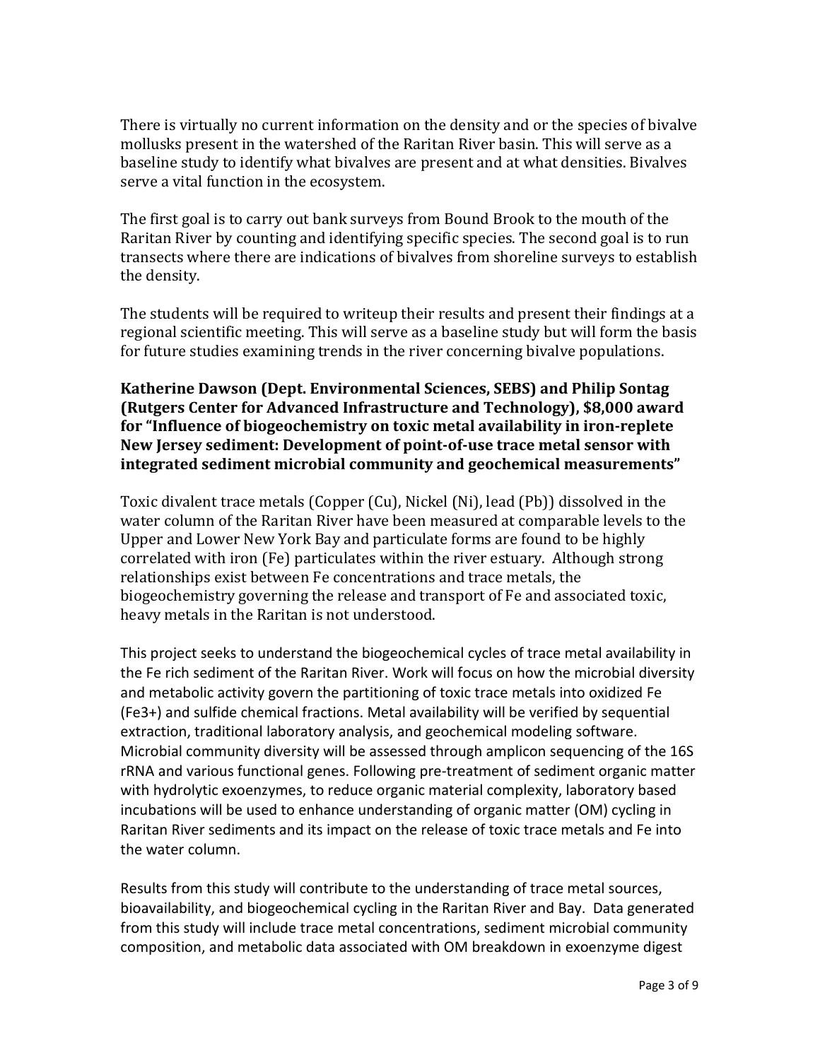There is virtually no current information on the density and or the species of bivalve mollusks present in the watershed of the Raritan River basin. This will serve as a baseline study to identify what bivalves are present and at what densities. Bivalves serve a vital function in the ecosystem.

The first goal is to carry out bank surveys from Bound Brook to the mouth of the Raritan River by counting and identifying specific species. The second goal is to run transects where there are indications of bivalves from shoreline surveys to establish the density.

The students will be required to writeup their results and present their findings at a regional scientific meeting. This will serve as a baseline study but will form the basis for future studies examining trends in the river concerning bivalve populations.

**Katherine Dawson (Dept. Environmental Sciences, SEBS) and Philip Sontag (Rutgers Center for Advanced Infrastructure and Technology), $8,000 award for "Influence of biogeochemistry on toxic metal availability in iron-replete New Jersey sediment: Development of point-of-use trace metal sensor with integrated sediment microbial community and geochemical measurements"**

Toxic divalent trace metals (Copper (Cu), Nickel (Ni), lead (Pb)) dissolved in the water column of the Raritan River have been measured at comparable levels to the Upper and Lower New York Bay and particulate forms are found to be highly correlated with iron (Fe) particulates within the river estuary. Although strong relationships exist between Fe concentrations and trace metals, the biogeochemistry governing the release and transport of Fe and associated toxic, heavy metals in the Raritan is not understood.

This project seeks to understand the biogeochemical cycles of trace metal availability in the Fe rich sediment of the Raritan River. Work will focus on how the microbial diversity and metabolic activity govern the partitioning of toxic trace metals into oxidized Fe ($Fe^{3+}$) and sulfide chemical fractions. Metal availability will be verified by sequential extraction, traditional laboratory analysis, and geochemical modeling software. Microbial community diversity will be assessed through amplicon sequencing of the 16S rRNA and various functional genes. Following pre-treatment of sediment organic matter with hydrolytic exoenzymes, to reduce organic material complexity, laboratory based incubations will be used to enhance understanding of organic matter (OM) cycling in Raritan River sediments and its impact on the release of toxic trace metals and Fe into the water column.

Results from this study will contribute to the understanding of trace metal sources, bioavailability, and biogeochemical cycling in the Raritan River and Bay. Data generated from this study will include trace metal concentrations, sediment microbial community composition, and metabolic data associated with OM breakdown in exoenzyme digest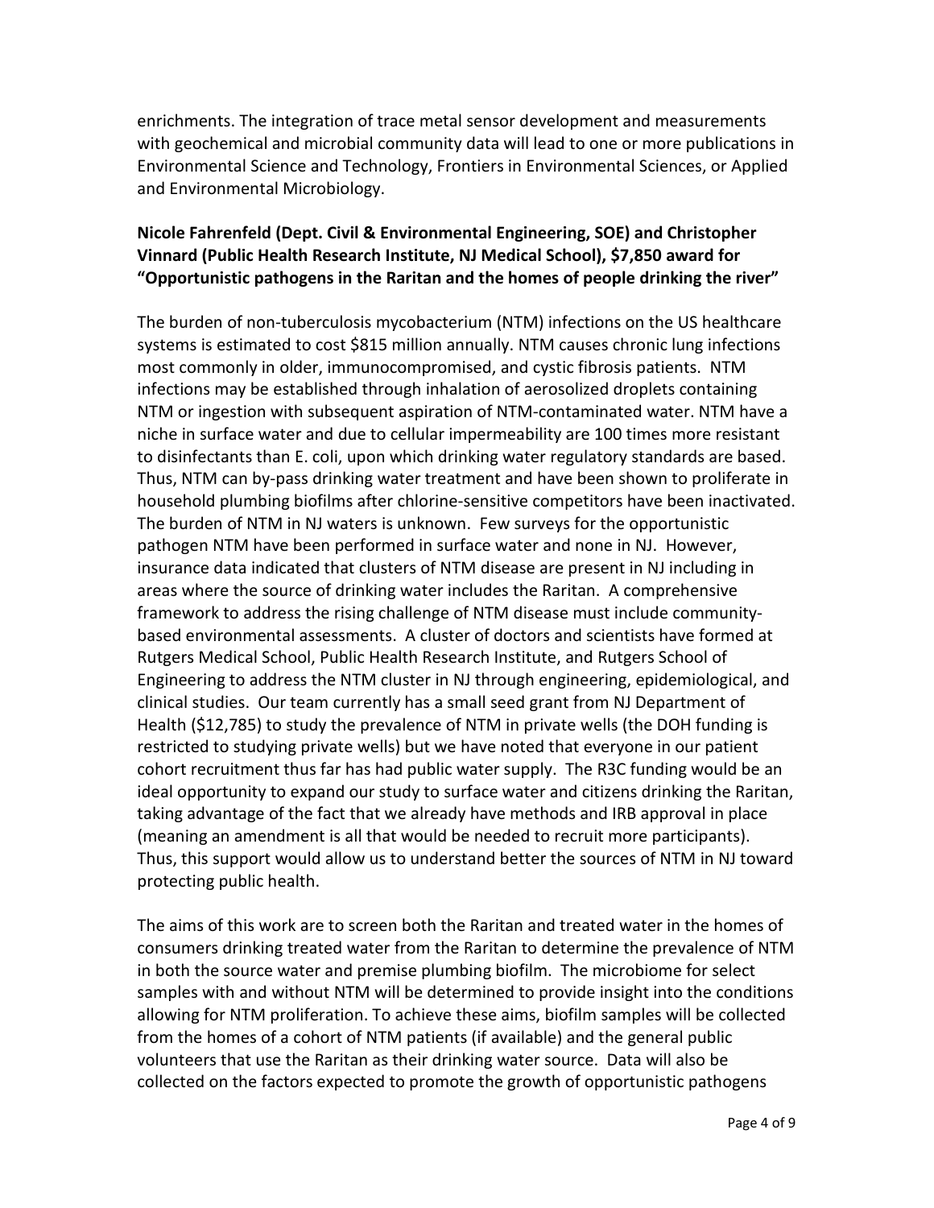enrichments. The integration of trace metal sensor development and measurements with geochemical and microbial community data will lead to one or more publications in Environmental Science and Technology, Frontiers in Environmental Sciences, or Applied and Environmental Microbiology.

**Nicole Fahrenfeld (Dept. Civil & Environmental Engineering, SOE) and Christopher Vinnard (Public Health Research Institute, NJ Medical School), $7,850 award for "Opportunistic pathogens in the Raritan and the homes of people drinking the river"**

The burden of non-tuberculosis mycobacterium (NTM) infections on the US healthcare systems is estimated to cost $815 million annually. NTM causes chronic lung infections most commonly in older, immunocompromised, and cystic fibrosis patients. NTM infections may be established through inhalation of aerosolized droplets containing NTM or ingestion with subsequent aspiration of NTM-contaminated water. NTM have a niche in surface water and due to cellular impermeability are 100 times more resistant to disinfectants than E. coli, upon which drinking water regulatory standards are based. Thus, NTM can by-pass drinking water treatment and have been shown to proliferate in household plumbing biofilms after chlorine-sensitive competitors have been inactivated. The burden of NTM in NJ waters is unknown. Few surveys for the opportunistic pathogen NTM have been performed in surface water and none in NJ. However, insurance data indicated that clusters of NTM disease are present in NJ including in areas where the source of drinking water includes the Raritan. A comprehensive framework to address the rising challenge of NTM disease must include community-based environmental assessments. A cluster of doctors and scientists have formed at Rutgers Medical School, Public Health Research Institute, and Rutgers School of Engineering to address the NTM cluster in NJ through engineering, epidemiological, and clinical studies. Our team currently has a small seed grant from NJ Department of Health ($12,785) to study the prevalence of NTM in private wells (the DOH funding is restricted to studying private wells) but we have noted that everyone in our patient cohort recruitment thus far has had public water supply. The R3C funding would be an ideal opportunity to expand our study to surface water and citizens drinking the Raritan, taking advantage of the fact that we already have methods and IRB approval in place (meaning an amendment is all that would be needed to recruit more participants). Thus, this support would allow us to understand better the sources of NTM in NJ toward protecting public health.

The aims of this work are to screen both the Raritan and treated water in the homes of consumers drinking treated water from the Raritan to determine the prevalence of NTM in both the source water and premise plumbing biofilm. The microbiome for select samples with and without NTM will be determined to provide insight into the conditions allowing for NTM proliferation. To achieve these aims, biofilm samples will be collected from the homes of a cohort of NTM patients (if available) and the general public volunteers that use the Raritan as their drinking water source. Data will also be collected on the factors expected to promote the growth of opportunistic pathogens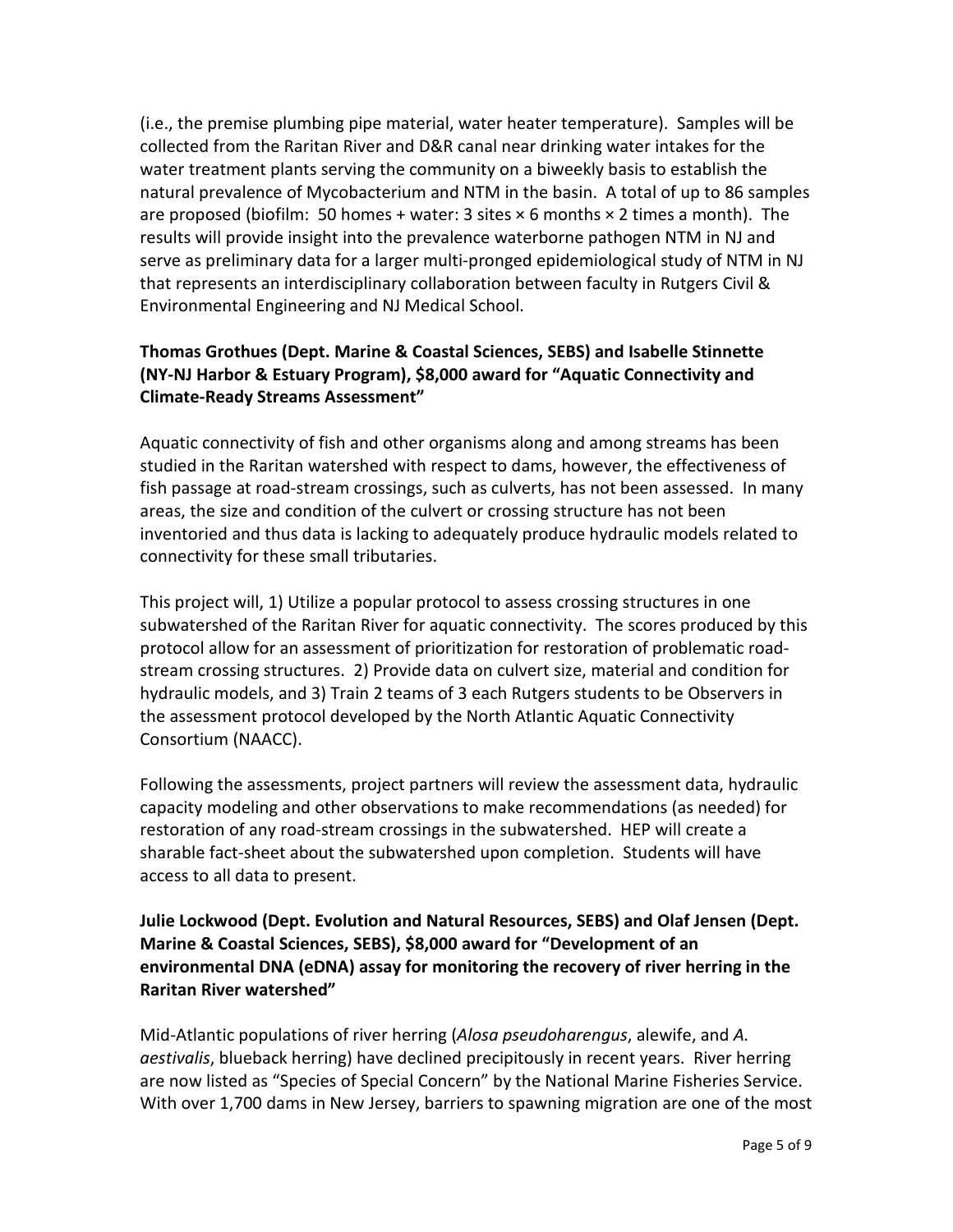(i.e., the premise plumbing pipe material, water heater temperature). Samples will be collected from the Raritan River and D&R canal near drinking water intakes for the water treatment plants serving the community on a biweekly basis to establish the natural prevalence of Mycobacterium and NTM in the basin. A total of up to 86 samples are proposed (biofilm: 50 homes + water: 3 sites × 6 months × 2 times a month). The results will provide insight into the prevalence waterborne pathogen NTM in NJ and serve as preliminary data for a larger multi-pronged epidemiological study of NTM in NJ that represents an interdisciplinary collaboration between faculty in Rutgers Civil & Environmental Engineering and NJ Medical School.

**Thomas Grothues (Dept. Marine & Coastal Sciences, SEBS) and Isabelle Stinnette (NY-NJ Harbor & Estuary Program), $8,000 award for "Aquatic Connectivity and Climate-Ready Streams Assessment"**

Aquatic connectivity of fish and other organisms along and among streams has been studied in the Raritan watershed with respect to dams, however, the effectiveness of fish passage at road-stream crossings, such as culverts, has not been assessed. In many areas, the size and condition of the culvert or crossing structure has not been inventoried and thus data is lacking to adequately produce hydraulic models related to connectivity for these small tributaries.

This project will, 1) Utilize a popular protocol to assess crossing structures in one subwatershed of the Raritan River for aquatic connectivity. The scores produced by this protocol allow for an assessment of prioritization for restoration of problematic road-stream crossing structures. 2) Provide data on culvert size, material and condition for hydraulic models, and 3) Train 2 teams of 3 each Rutgers students to be Observers in the assessment protocol developed by the North Atlantic Aquatic Connectivity Consortium (NAACC).

Following the assessments, project partners will review the assessment data, hydraulic capacity modeling and other observations to make recommendations (as needed) for restoration of any road-stream crossings in the subwatershed. HEP will create a sharable fact-sheet about the subwatershed upon completion. Students will have access to all data to present.

**Julie Lockwood (Dept. Evolution and Natural Resources, SEBS) and Olaf Jensen (Dept. Marine & Coastal Sciences, SEBS), $8,000 award for "Development of an environmental DNA (eDNA) assay for monitoring the recovery of river herring in the Raritan River watershed"**

Mid-Atlantic populations of river herring (*Alosa pseudoharengus*, alewife, and *A. aestivalis*, blueback herring) have declined precipitously in recent years. River herring are now listed as "Species of Special Concern" by the National Marine Fisheries Service. With over 1,700 dams in New Jersey, barriers to spawning migration are one of the most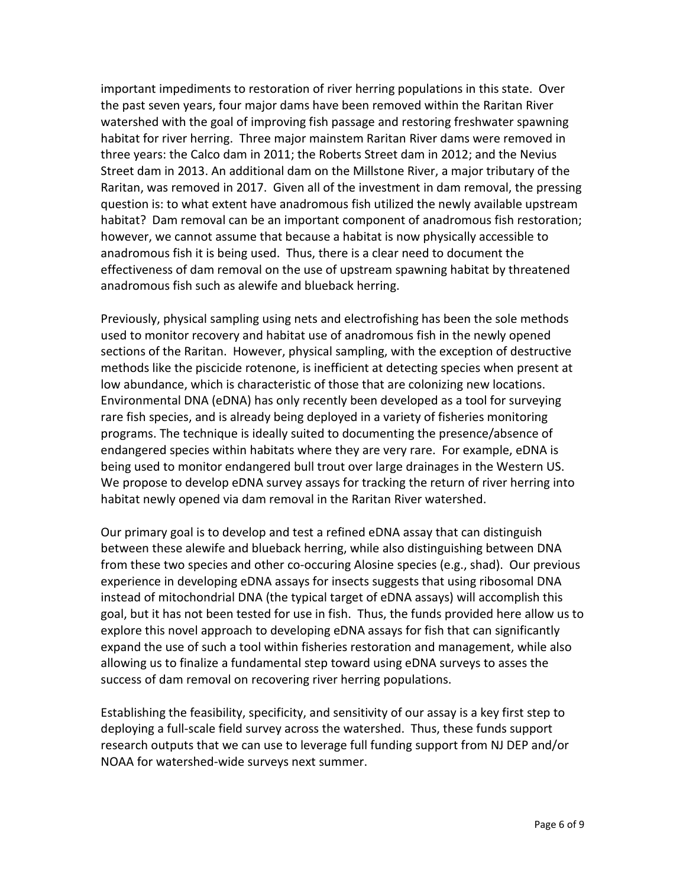important impediments to restoration of river herring populations in this state. Over the past seven years, four major dams have been removed within the Raritan River watershed with the goal of improving fish passage and restoring freshwater spawning habitat for river herring. Three major mainstem Raritan River dams were removed in three years: the Calco dam in 2011; the Roberts Street dam in 2012; and the Nevius Street dam in 2013. An additional dam on the Millstone River, a major tributary of the Raritan, was removed in 2017. Given all of the investment in dam removal, the pressing question is: to what extent have anadromous fish utilized the newly available upstream habitat? Dam removal can be an important component of anadromous fish restoration; however, we cannot assume that because a habitat is now physically accessible to anadromous fish it is being used. Thus, there is a clear need to document the effectiveness of dam removal on the use of upstream spawning habitat by threatened anadromous fish such as alewife and blueback herring.

Previously, physical sampling using nets and electrofishing has been the sole methods used to monitor recovery and habitat use of anadromous fish in the newly opened sections of the Raritan. However, physical sampling, with the exception of destructive methods like the piscicide rotenone, is inefficient at detecting species when present at low abundance, which is characteristic of those that are colonizing new locations. Environmental DNA (eDNA) has only recently been developed as a tool for surveying rare fish species, and is already being deployed in a variety of fisheries monitoring programs. The technique is ideally suited to documenting the presence/absence of endangered species within habitats where they are very rare. For example, eDNA is being used to monitor endangered bull trout over large drainages in the Western US. We propose to develop eDNA survey assays for tracking the return of river herring into habitat newly opened via dam removal in the Raritan River watershed.

Our primary goal is to develop and test a refined eDNA assay that can distinguish between these alewife and blueback herring, while also distinguishing between DNA from these two species and other co-occuring Alosine species (e.g., shad). Our previous experience in developing eDNA assays for insects suggests that using ribosomal DNA instead of mitochondrial DNA (the typical target of eDNA assays) will accomplish this goal, but it has not been tested for use in fish. Thus, the funds provided here allow us to explore this novel approach to developing eDNA assays for fish that can significantly expand the use of such a tool within fisheries restoration and management, while also allowing us to finalize a fundamental step toward using eDNA surveys to asses the success of dam removal on recovering river herring populations.

Establishing the feasibility, specificity, and sensitivity of our assay is a key first step to deploying a full-scale field survey across the watershed. Thus, these funds support research outputs that we can use to leverage full funding support from NJ DEP and/or NOAA for watershed-wide surveys next summer.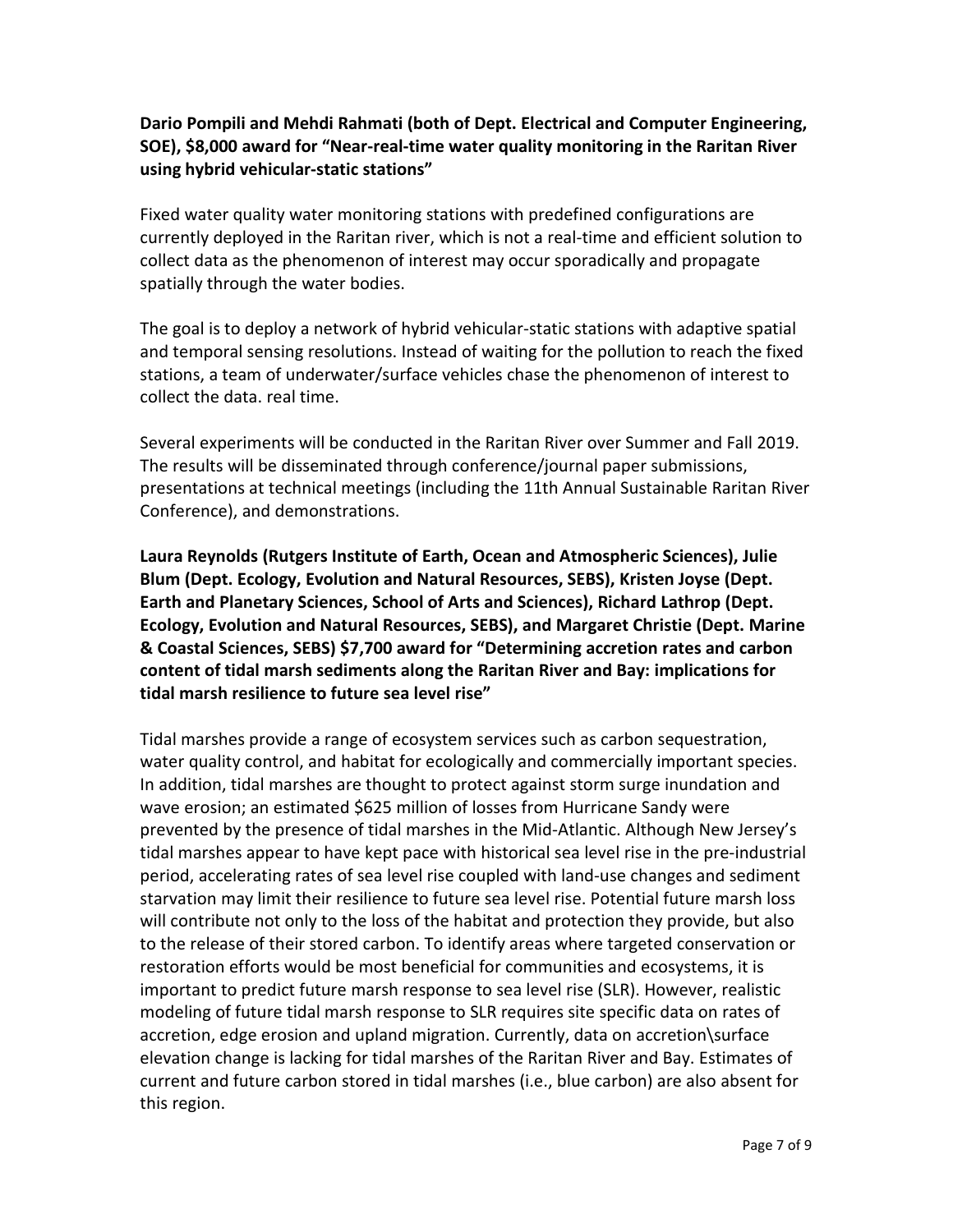**Dario Pompili and Mehdi Rahmati (both of Dept. Electrical and Computer Engineering, SOE), $8,000 award for "Near-real-time water quality monitoring in the Raritan River using hybrid vehicular-static stations"**

Fixed water quality water monitoring stations with predefined configurations are currently deployed in the Raritan river, which is not a real-time and efficient solution to collect data as the phenomenon of interest may occur sporadically and propagate spatially through the water bodies.

The goal is to deploy a network of hybrid vehicular-static stations with adaptive spatial and temporal sensing resolutions. Instead of waiting for the pollution to reach the fixed stations, a team of underwater/surface vehicles chase the phenomenon of interest to collect the data. real time.

Several experiments will be conducted in the Raritan River over Summer and Fall 2019. The results will be disseminated through conference/journal paper submissions, presentations at technical meetings (including the 11th Annual Sustainable Raritan River Conference), and demonstrations.

**Laura Reynolds (Rutgers Institute of Earth, Ocean and Atmospheric Sciences), Julie Blum (Dept. Ecology, Evolution and Natural Resources, SEBS), Kristen Joyse (Dept. Earth and Planetary Sciences, School of Arts and Sciences), Richard Lathrop (Dept. Ecology, Evolution and Natural Resources, SEBS), and Margaret Christie (Dept. Marine & Coastal Sciences, SEBS) $7,700 award for "Determining accretion rates and carbon content of tidal marsh sediments along the Raritan River and Bay: implications for tidal marsh resilience to future sea level rise"**

Tidal marshes provide a range of ecosystem services such as carbon sequestration, water quality control, and habitat for ecologically and commercially important species. In addition, tidal marshes are thought to protect against storm surge inundation and wave erosion; an estimated $625 million of losses from Hurricane Sandy were prevented by the presence of tidal marshes in the Mid-Atlantic. Although New Jersey's tidal marshes appear to have kept pace with historical sea level rise in the pre-industrial period, accelerating rates of sea level rise coupled with land-use changes and sediment starvation may limit their resilience to future sea level rise. Potential future marsh loss will contribute not only to the loss of the habitat and protection they provide, but also to the release of their stored carbon. To identify areas where targeted conservation or restoration efforts would be most beneficial for communities and ecosystems, it is important to predict future marsh response to sea level rise (SLR). However, realistic modeling of future tidal marsh response to SLR requires site specific data on rates of accretion, edge erosion and upland migration. Currently, data on accretion\surface elevation change is lacking for tidal marshes of the Raritan River and Bay. Estimates of current and future carbon stored in tidal marshes (i.e., blue carbon) are also absent for this region.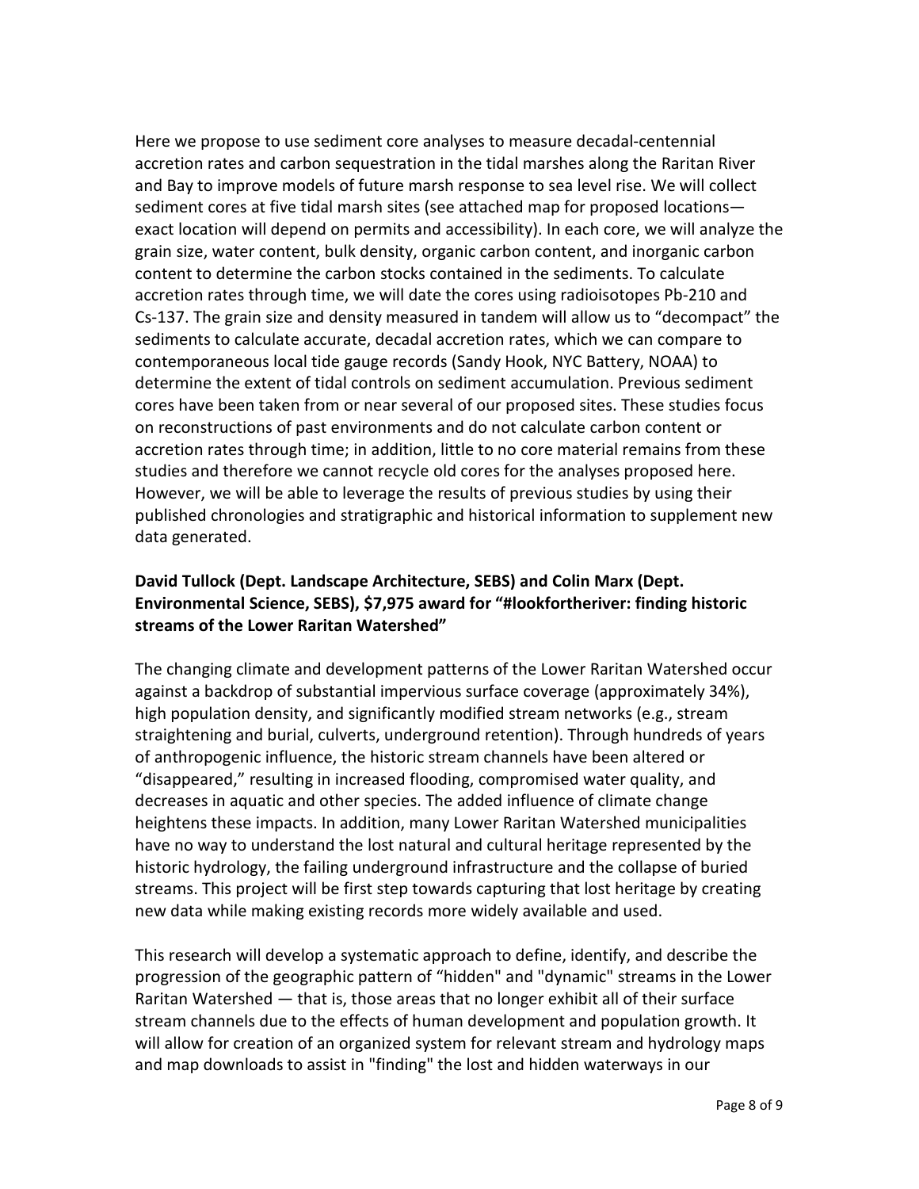Here we propose to use sediment core analyses to measure decadal-centennial accretion rates and carbon sequestration in the tidal marshes along the Raritan River and Bay to improve models of future marsh response to sea level rise. We will collect sediment cores at five tidal marsh sites (see attached map for proposed locations—exact location will depend on permits and accessibility). In each core, we will analyze the grain size, water content, bulk density, organic carbon content, and inorganic carbon content to determine the carbon stocks contained in the sediments. To calculate accretion rates through time, we will date the cores using radioisotopes Pb-210 and Cs-137. The grain size and density measured in tandem will allow us to "decompact" the sediments to calculate accurate, decadal accretion rates, which we can compare to contemporaneous local tide gauge records (Sandy Hook, NYC Battery, NOAA) to determine the extent of tidal controls on sediment accumulation. Previous sediment cores have been taken from or near several of our proposed sites. These studies focus on reconstructions of past environments and do not calculate carbon content or accretion rates through time; in addition, little to no core material remains from these studies and therefore we cannot recycle old cores for the analyses proposed here. However, we will be able to leverage the results of previous studies by using their published chronologies and stratigraphic and historical information to supplement new data generated.

**David Tullock (Dept. Landscape Architecture, SEBS) and Colin Marx (Dept. Environmental Science, SEBS), $7,975 award for "#lookfortheriver: finding historic streams of the Lower Raritan Watershed"**

The changing climate and development patterns of the Lower Raritan Watershed occur against a backdrop of substantial impervious surface coverage (approximately 34%), high population density, and significantly modified stream networks (e.g., stream straightening and burial, culverts, underground retention). Through hundreds of years of anthropogenic influence, the historic stream channels have been altered or "disappeared," resulting in increased flooding, compromised water quality, and decreases in aquatic and other species. The added influence of climate change heightens these impacts. In addition, many Lower Raritan Watershed municipalities have no way to understand the lost natural and cultural heritage represented by the historic hydrology, the failing underground infrastructure and the collapse of buried streams. This project will be first step towards capturing that lost heritage by creating new data while making existing records more widely available and used.

This research will develop a systematic approach to define, identify, and describe the progression of the geographic pattern of "hidden" and "dynamic" streams in the Lower Raritan Watershed — that is, those areas that no longer exhibit all of their surface stream channels due to the effects of human development and population growth. It will allow for creation of an organized system for relevant stream and hydrology maps and map downloads to assist in "finding" the lost and hidden waterways in our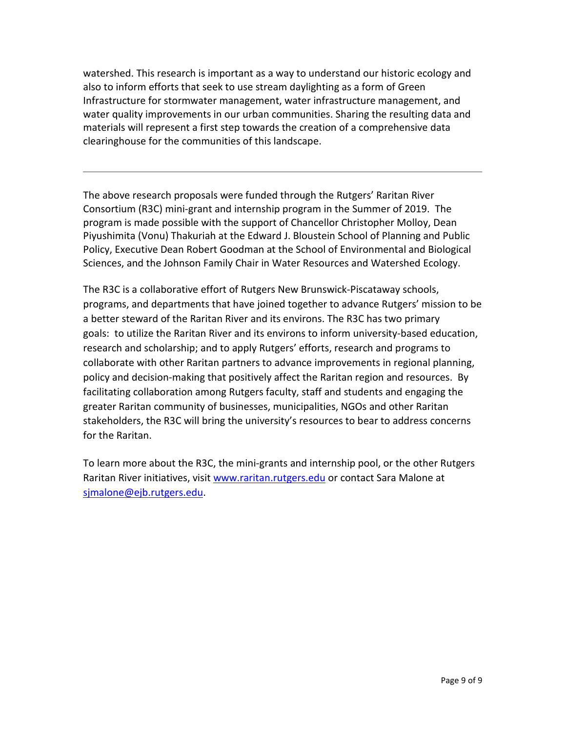watershed. This research is important as a way to understand our historic ecology and also to inform efforts that seek to use stream daylighting as a form of Green Infrastructure for stormwater management, water infrastructure management, and water quality improvements in our urban communities. Sharing the resulting data and materials will represent a first step towards the creation of a comprehensive data clearinghouse for the communities of this landscape.

---

The above research proposals were funded through the Rutgers' Raritan River Consortium (R3C) mini-grant and internship program in the Summer of 2019. The program is made possible with the support of Chancellor Christopher Molloy, Dean Piyushimita (Vonu) Thakuriah at the Edward J. Bloustein School of Planning and Public Policy, Executive Dean Robert Goodman at the School of Environmental and Biological Sciences, and the Johnson Family Chair in Water Resources and Watershed Ecology.

The R3C is a collaborative effort of Rutgers New Brunswick-Piscataway schools, programs, and departments that have joined together to advance Rutgers' mission to be a better steward of the Raritan River and its environs. The R3C has two primary goals: to utilize the Raritan River and its environs to inform university-based education, research and scholarship; and to apply Rutgers' efforts, research and programs to collaborate with other Raritan partners to advance improvements in regional planning, policy and decision-making that positively affect the Raritan region and resources. By facilitating collaboration among Rutgers faculty, staff and students and engaging the greater Raritan community of businesses, municipalities, NGOs and other Raritan stakeholders, the R3C will bring the university's resources to bear to address concerns for the Raritan.

To learn more about the R3C, the mini-grants and internship pool, or the other Rutgers Raritan River initiatives, visit [www.raritan.rutgers.edu](http://www.raritan.rutgers.edu) or contact Sara Malone at [sjmalone@ejb.rutgers.edu](mailto:sjmalone@ejb.rutgers.edu).